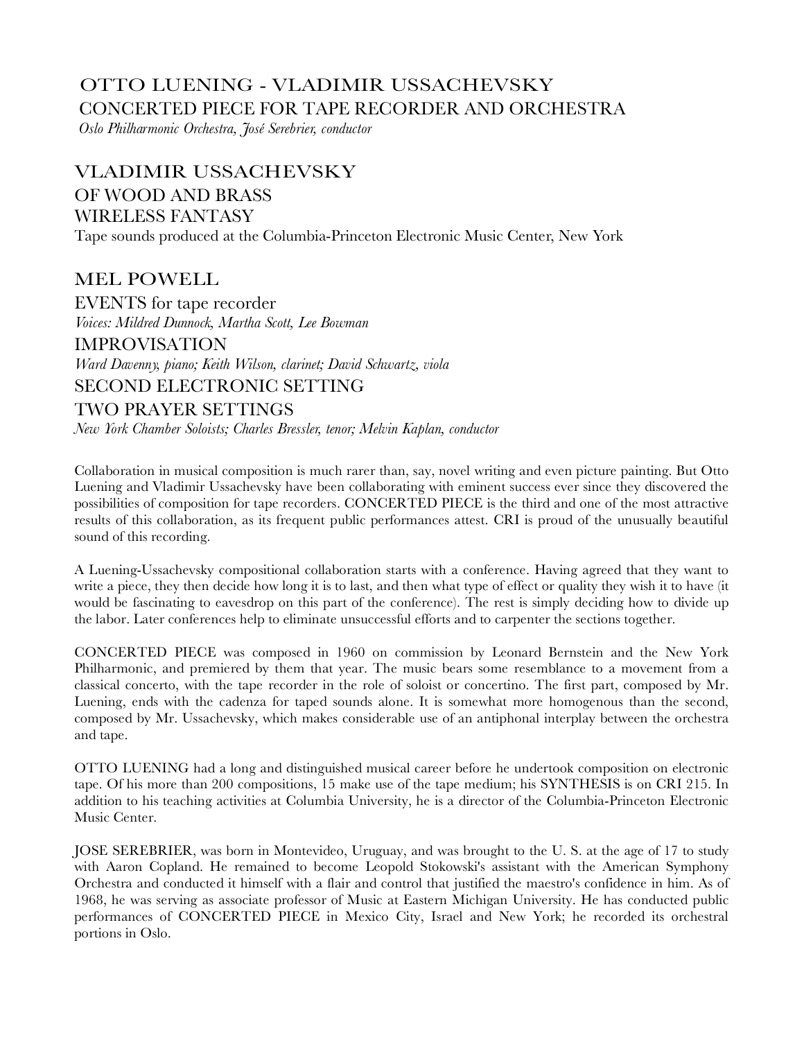## OTTO LUENING - VLADIMIR USSACHEVSKY

## CONCERTED PIECE FOR TAPE RECORDER AND ORCHESTRA

*Oslo Philharmonic Orchestra, José Serebrier, conductor*

## VLADIMIR USSACHEVSKY

### OF WOOD AND BRASS

### WIRELESS FANTASY

Tape sounds produced at the Columbia-Princeton Electronic Music Center, New York

## MEL POWELL

### EVENTS for tape recorder

*Voices: Mildred Dunnock, Martha Scott, Lee Bowman*

### IMPROVISATION

*Ward Davenny, piano; Keith Wilson, clarinet; David Schwartz, viola*

### SECOND ELECTRONIC SETTING

### TWO PRAYER SETTINGS

*New York Chamber Soloists; Charles Bressler, tenor; Melvin Kaplan, conductor*

Collaboration in musical composition is much rarer than, say, novel writing and even picture painting. But Otto Luening and Vladimir Ussachevsky have been collaborating with eminent success ever since they discovered the possibilities of composition for tape recorders. CONCERTED PIECE is the third and one of the most attractive results of this collaboration, as its frequent public performances attest. CRI is proud of the unusually beautiful sound of this recording.

A Luening-Ussachevsky compositional collaboration starts with a conference. Having agreed that they want to write a piece, they then decide how long it is to last, and then what type of effect or quality they wish it to have (it would be fascinating to eavesdrop on this part of the conference). The rest is simply deciding how to divide up the labor. Later conferences help to eliminate unsuccessful efforts and to carpenter the sections together.

CONCERTED PIECE was composed in 1960 on commission by Leonard Bernstein and the New York Philharmonic, and premiered by them that year. The music bears some resemblance to a movement from a classical concerto, with the tape recorder in the role of soloist or concertino. The first part, composed by Mr. Luening, ends with the cadenza for taped sounds alone. It is somewhat more homogenous than the second, composed by Mr. Ussachevsky, which makes considerable use of an antiphonal interplay between the orchestra and tape.

OTTO LUENING had a long and distinguished musical career before he undertook composition on electronic tape. Of his more than 200 compositions, 15 make use of the tape medium; his SYNTHESIS is on CRI 215. In addition to his teaching activities at Columbia University, he is a director of the Columbia-Princeton Electronic Music Center.

JOSE SEREBRIER, was born in Montevideo, Uruguay, and was brought to the U. S. at the age of 17 to study with Aaron Copland. He remained to become Leopold Stokowski's assistant with the American Symphony Orchestra and conducted it himself with a flair and control that justified the maestro's confidence in him. As of 1968, he was serving as associate professor of Music at Eastern Michigan University. He has conducted public performances of CONCERTED PIECE in Mexico City, Israel and New York; he recorded its orchestral portions in Oslo.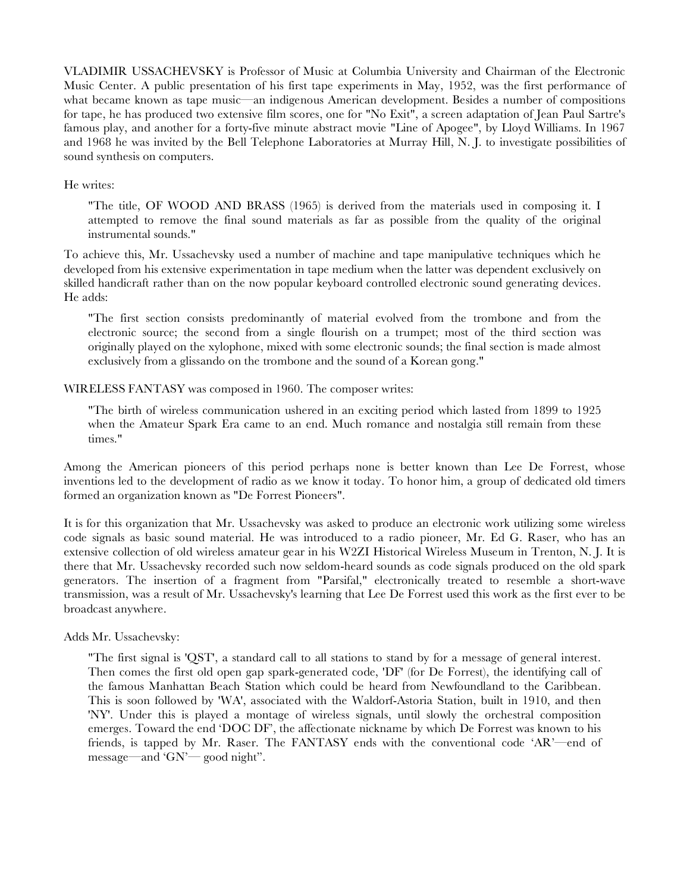VLADIMIR USSACHEVSKY is Professor of Music at Columbia University and Chairman of the Electronic Music Center. A public presentation of his first tape experiments in May, 1952, was the first performance of what became known as tape music—an indigenous American development. Besides a number of compositions for tape, he has produced two extensive film scores, one for "No Exit", a screen adaptation of Jean Paul Sartre's famous play, and another for a forty-five minute abstract movie "Line of Apogee", by Lloyd Williams. In 1967 and 1968 he was invited by the Bell Telephone Laboratories at Murray Hill, N. J. to investigate possibilities of sound synthesis on computers.

He writes:

> "The title, OF WOOD AND BRASS (1965) is derived from the materials used in composing it. I attempted to remove the final sound materials as far as possible from the quality of the original instrumental sounds."

To achieve this, Mr. Ussachevsky used a number of machine and tape manipulative techniques which he developed from his extensive experimentation in tape medium when the latter was dependent exclusively on skilled handicraft rather than on the now popular keyboard controlled electronic sound generating devices. He adds:

> "The first section consists predominantly of material evolved from the trombone and from the electronic source; the second from a single flourish on a trumpet; most of the third section was originally played on the xylophone, mixed with some electronic sounds; the final section is made almost exclusively from a glissando on the trombone and the sound of a Korean gong."

WIRELESS FANTASY was composed in 1960. The composer writes:

> "The birth of wireless communication ushered in an exciting period which lasted from 1899 to 1925 when the Amateur Spark Era came to an end. Much romance and nostalgia still remain from these times."

Among the American pioneers of this period perhaps none is better known than Lee De Forrest, whose inventions led to the development of radio as we know it today. To honor him, a group of dedicated old timers formed an organization known as "De Forrest Pioneers".

It is for this organization that Mr. Ussachevsky was asked to produce an electronic work utilizing some wireless code signals as basic sound material. He was introduced to a radio pioneer, Mr. Ed G. Raser, who has an extensive collection of old wireless amateur gear in his W2ZI Historical Wireless Museum in Trenton, N. J. It is there that Mr. Ussachevsky recorded such now seldom-heard sounds as code signals produced on the old spark generators. The insertion of a fragment from "Parsifal," electronically treated to resemble a short-wave transmission, was a result of Mr. Ussachevsky's learning that Lee De Forrest used this work as the first ever to be broadcast anywhere.

Adds Mr. Ussachevsky:

> "The first signal is 'QST', a standard call to all stations to stand by for a message of general interest. Then comes the first old open gap spark-generated code, 'DF' (for De Forrest), the identifying call of the famous Manhattan Beach Station which could be heard from Newfoundland to the Caribbean. This is soon followed by 'WA', associated with the Waldorf-Astoria Station, built in 1910, and then 'NY'. Under this is played a montage of wireless signals, until slowly the orchestral composition emerges. Toward the end 'DOC DF', the affectionate nickname by which De Forrest was known to his friends, is tapped by Mr. Raser. The FANTASY ends with the conventional code 'AR'—end of message—and 'GN'— good night".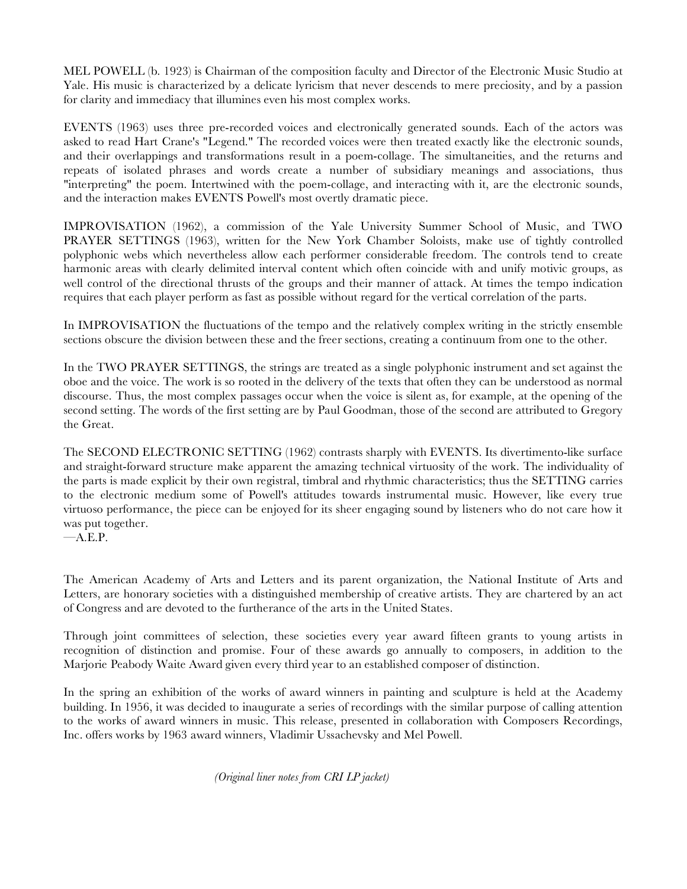MEL POWELL (b. 1923) is Chairman of the composition faculty and Director of the Electronic Music Studio at Yale. His music is characterized by a delicate lyricism that never descends to mere preciosity, and by a passion for clarity and immediacy that illumines even his most complex works.

EVENTS (1963) uses three pre-recorded voices and electronically generated sounds. Each of the actors was asked to read Hart Crane's "Legend." The recorded voices were then treated exactly like the electronic sounds, and their overlappings and transformations result in a poem-collage. The simultaneities, and the returns and repeats of isolated phrases and words create a number of subsidiary meanings and associations, thus "interpreting" the poem. Intertwined with the poem-collage, and interacting with it, are the electronic sounds, and the interaction makes EVENTS Powell's most overtly dramatic piece.

IMPROVISATION (1962), a commission of the Yale University Summer School of Music, and TWO PRAYER SETTINGS (1963), written for the New York Chamber Soloists, make use of tightly controlled polyphonic webs which nevertheless allow each performer considerable freedom. The controls tend to create harmonic areas with clearly delimited interval content which often coincide with and unify motivic groups, as well control of the directional thrusts of the groups and their manner of attack. At times the tempo indication requires that each player perform as fast as possible without regard for the vertical correlation of the parts.

In IMPROVISATION the fluctuations of the tempo and the relatively complex writing in the strictly ensemble sections obscure the division between these and the freer sections, creating a continuum from one to the other.

In the TWO PRAYER SETTINGS, the strings are treated as a single polyphonic instrument and set against the oboe and the voice. The work is so rooted in the delivery of the texts that often they can be understood as normal discourse. Thus, the most complex passages occur when the voice is silent as, for example, at the opening of the second setting. The words of the first setting are by Paul Goodman, those of the second are attributed to Gregory the Great.

The SECOND ELECTRONIC SETTING (1962) contrasts sharply with EVENTS. Its divertimento-like surface and straight-forward structure make apparent the amazing technical virtuosity of the work. The individuality of the parts is made explicit by their own registral, timbral and rhythmic characteristics; thus the SETTING carries to the electronic medium some of Powell's attitudes towards instrumental music. However, like every true virtuoso performance, the piece can be enjoyed for its sheer engaging sound by listeners who do not care how it was put together.
—A.E.P.

The American Academy of Arts and Letters and its parent organization, the National Institute of Arts and Letters, are honorary societies with a distinguished membership of creative artists. They are chartered by an act of Congress and are devoted to the furtherance of the arts in the United States.

Through joint committees of selection, these societies every year award fifteen grants to young artists in recognition of distinction and promise. Four of these awards go annually to composers, in addition to the Marjorie Peabody Waite Award given every third year to an established composer of distinction.

In the spring an exhibition of the works of award winners in painting and sculpture is held at the Academy building. In 1956, it was decided to inaugurate a series of recordings with the similar purpose of calling attention to the works of award winners in music. This release, presented in collaboration with Composers Recordings, Inc. offers works by 1963 award winners, Vladimir Ussachevsky and Mel Powell.

*(Original liner notes from CRI LP jacket)*